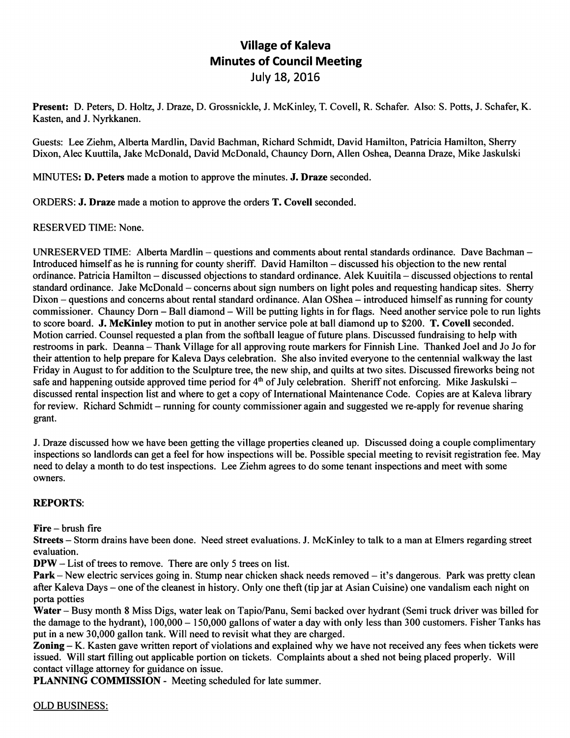# Village of Kaleva
# Minutes of Council Meeting

July 18, 2016

**Present:** D. Peters, D. Holtz, J. Draze, D. Grossnickle, J. McKinley, T. Covell, R. Schafer. Also: S. Potts, J. Schafer, K. Kasten, and J. Nyrkkanen.

Guests: Lee Ziehm, Alberta Mardlin, David Bachman, Richard Schmidt, David Hamilton, Patricia Hamilton, Sherry Dixon, Alec Kuuttila, Jake McDonald, David McDonald, Chauncy Dorn, Allen Oshea, Deanna Draze, Mike Jaskulski

MINUTES: **D. Peters** made a motion to approve the minutes. **J. Draze** seconded.

ORDERS: **J. Draze** made a motion to approve the orders **T. Covell** seconded.

RESERVED TIME: None.

UNRESERVED TIME: Alberta Mardlin – questions and comments about rental standards ordinance. Dave Bachman – Introduced himself as he is running for county sheriff. David Hamilton – discussed his objection to the new rental ordinance. Patricia Hamilton – discussed objections to standard ordinance. Alek Kuuitila – discussed objections to rental standard ordinance. Jake McDonald – concerns about sign numbers on light poles and requesting handicap sites. Sherry Dixon – questions and concerns about rental standard ordinance. Alan OShea – introduced himself as running for county commissioner. Chauncy Dorn – Ball diamond – Will be putting lights in for flags. Need another service pole to run lights to score board. **J. McKinley** motion to put in another service pole at ball diamond up to $200. **T. Covell** seconded. Motion carried. Counsel requested a plan from the softball league of future plans. Discussed fundraising to help with restrooms in park. Deanna – Thank Village for all approving route markers for Finnish Line. Thanked Joel and Jo Jo for their attention to help prepare for Kaleva Days celebration. She also invited everyone to the centennial walkway the last Friday in August to for addition to the Sculpture tree, the new ship, and quilts at two sites. Discussed fireworks being not safe and happening outside approved time period for 4th of July celebration. Sheriff not enforcing. Mike Jaskulski – discussed rental inspection list and where to get a copy of International Maintenance Code. Copies are at Kaleva library for review. Richard Schmidt – running for county commissioner again and suggested we re-apply for revenue sharing grant.

J. Draze discussed how we have been getting the village properties cleaned up. Discussed doing a couple complimentary inspections so landlords can get a feel for how inspections will be. Possible special meeting to revisit registration fee. May need to delay a month to do test inspections. Lee Ziehm agrees to do some tenant inspections and meet with some owners.

**REPORTS**:

**Fire** – brush fire

**Streets** – Storm drains have been done. Need street evaluations. J. McKinley to talk to a man at Elmers regarding street evaluation.

**DPW** – List of trees to remove. There are only 5 trees on list.

**Park** – New electric services going in. Stump near chicken shack needs removed – it's dangerous. Park was pretty clean after Kaleva Days – one of the cleanest in history. Only one theft (tip jar at Asian Cuisine) one vandalism each night on porta potties

**Water** – Busy month 8 Miss Digs, water leak on Tapio/Panu, Semi backed over hydrant (Semi truck driver was billed for the damage to the hydrant), 100,000 – 150,000 gallons of water a day with only less than 300 customers. Fisher Tanks has put in a new 30,000 gallon tank. Will need to revisit what they are charged.

**Zoning** – K. Kasten gave written report of violations and explained why we have not received any fees when tickets were issued. Will start filling out applicable portion on tickets. Complaints about a shed not being placed properly. Will contact village attorney for guidance on issue.

**PLANNING COMMISSION** - Meeting scheduled for late summer.

OLD BUSINESS: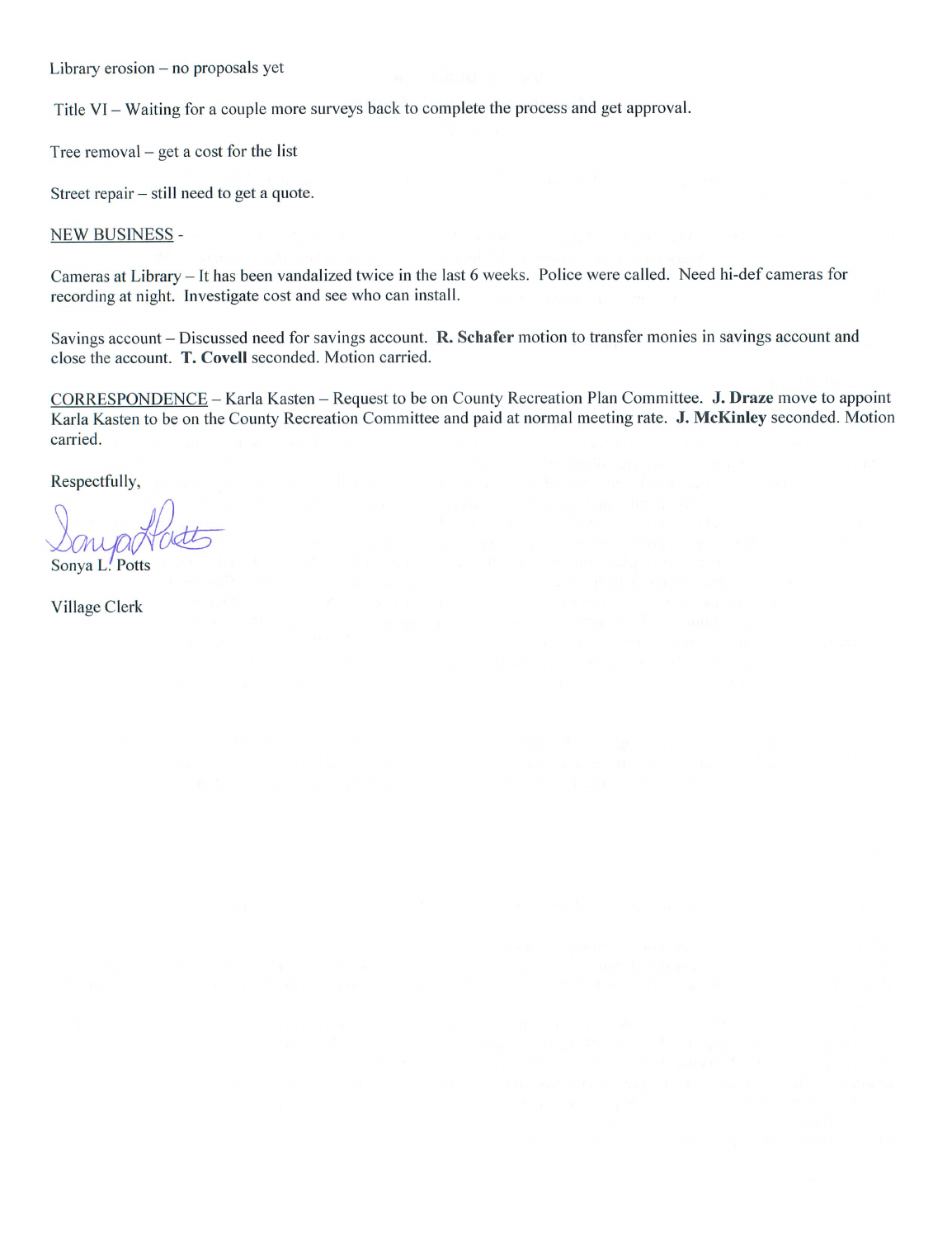Library erosion – no proposals yet

Title VI – Waiting for a couple more surveys back to complete the process and get approval.

Tree removal – get a cost for the list

Street repair – still need to get a quote.

NEW BUSINESS -

Cameras at Library – It has been vandalized twice in the last 6 weeks. Police were called. Need hi-def cameras for recording at night. Investigate cost and see who can install.

Savings account – Discussed need for savings account. **R. Schafer** motion to transfer monies in savings account and close the account. **T. Covell** seconded. Motion carried.

CORRESPONDENCE – Karla Kasten – Request to be on County Recreation Plan Committee. **J. Draze** move to appoint Karla Kasten to be on the County Recreation Committee and paid at normal meeting rate. **J. McKinley** seconded. Motion carried.

Respectfully,

Sonya L. Potts

Village Clerk